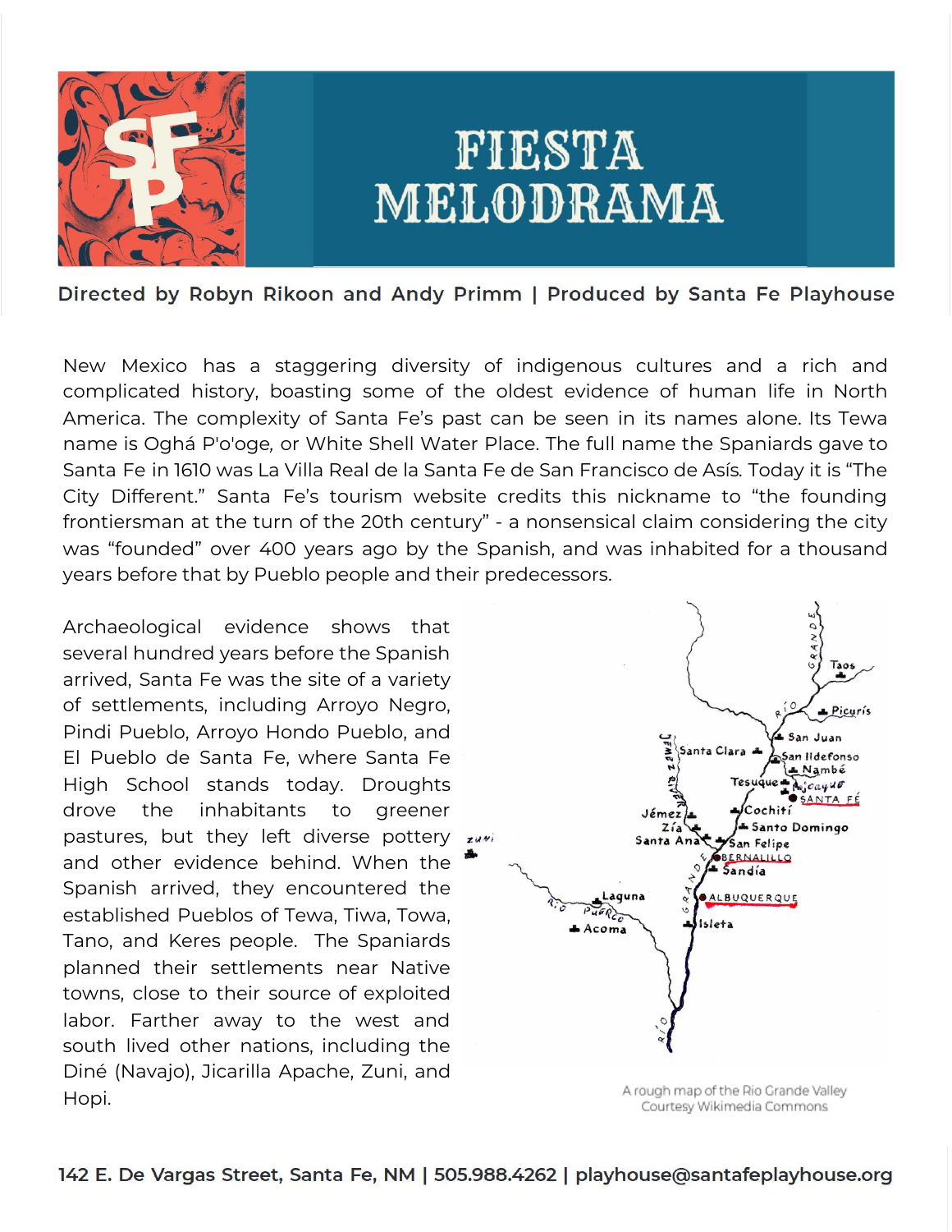# FIESTA MELODRAMA

**Directed by Robyn Rikoon and Andy Primm | Produced by Santa Fe Playhouse**

New Mexico has a staggering diversity of indigenous cultures and a rich and complicated history, boasting some of the oldest evidence of human life in North America. The complexity of Santa Fe's past can be seen in its names alone. Its Tewa name is Oghá P'o'oge, or White Shell Water Place. The full name the Spaniards gave to Santa Fe in 1610 was La Villa Real de la Santa Fe de San Francisco de Asís. Today it is "The City Different." Santa Fe's tourism website credits this nickname to "the founding frontiersman at the turn of the 20th century" - a nonsensical claim considering the city was "founded" over 400 years ago by the Spanish, and was inhabited for a thousand years before that by Pueblo people and their predecessors.

Archaeological evidence shows that several hundred years before the Spanish arrived, Santa Fe was the site of a variety of settlements, including Arroyo Negro, Pindi Pueblo, Arroyo Hondo Pueblo, and El Pueblo de Santa Fe, where Santa Fe High School stands today. Droughts drove the inhabitants to greener pastures, but they left diverse pottery and other evidence behind. When the Spanish arrived, they encountered the established Pueblos of Tewa, Tiwa, Towa, Tano, and Keres people. The Spaniards planned their settlements near Native towns, close to their source of exploited labor. Farther away to the west and south lived other nations, including the Diné (Navajo), Jicarilla Apache, Zuni, and Hopi.

A rough map of the Rio Grande Valley
Courtesy Wikimedia Commons

142 E. De Vargas Street, Santa Fe, NM | 505.988.4262 | playhouse@santafeplayhouse.org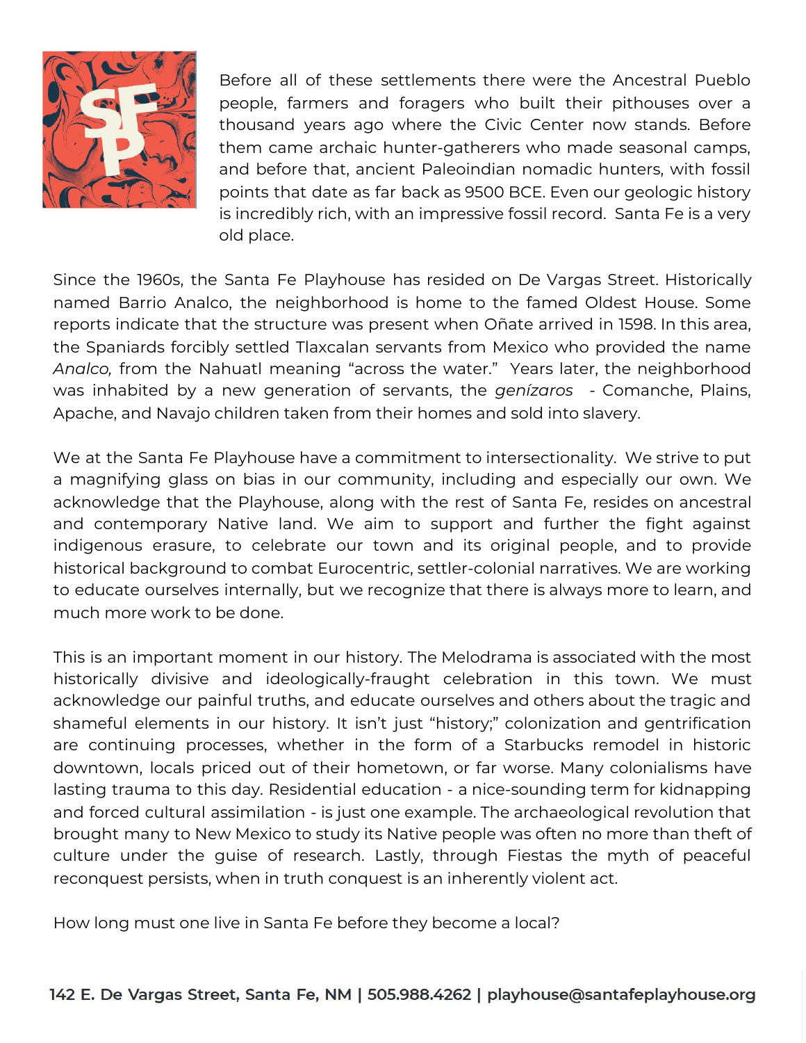Before all of these settlements there were the Ancestral Pueblo people, farmers and foragers who built their pithouses over a thousand years ago where the Civic Center now stands. Before them came archaic hunter-gatherers who made seasonal camps, and before that, ancient Paleoindian nomadic hunters, with fossil points that date as far back as 9500 BCE. Even our geologic history is incredibly rich, with an impressive fossil record. Santa Fe is a very old place.

Since the 1960s, the Santa Fe Playhouse has resided on De Vargas Street. Historically named Barrio Analco, the neighborhood is home to the famed Oldest House. Some reports indicate that the structure was present when Oñate arrived in 1598. In this area, the Spaniards forcibly settled Tlaxcalan servants from Mexico who provided the name *Analco,* from the Nahuatl meaning "across the water." Years later, the neighborhood was inhabited by a new generation of servants, the *genízaros* - Comanche, Plains, Apache, and Navajo children taken from their homes and sold into slavery.

We at the Santa Fe Playhouse have a commitment to intersectionality. We strive to put a magnifying glass on bias in our community, including and especially our own. We acknowledge that the Playhouse, along with the rest of Santa Fe, resides on ancestral and contemporary Native land. We aim to support and further the fight against indigenous erasure, to celebrate our town and its original people, and to provide historical background to combat Eurocentric, settler-colonial narratives. We are working to educate ourselves internally, but we recognize that there is always more to learn, and much more work to be done.

This is an important moment in our history. The Melodrama is associated with the most historically divisive and ideologically-fraught celebration in this town. We must acknowledge our painful truths, and educate ourselves and others about the tragic and shameful elements in our history. It isn't just "history;" colonization and gentrification are continuing processes, whether in the form of a Starbucks remodel in historic downtown, locals priced out of their hometown, or far worse. Many colonialisms have lasting trauma to this day. Residential education - a nice-sounding term for kidnapping and forced cultural assimilation - is just one example. The archaeological revolution that brought many to New Mexico to study its Native people was often no more than theft of culture under the guise of research. Lastly, through Fiestas the myth of peaceful reconquest persists, when in truth conquest is an inherently violent act.

How long must one live in Santa Fe before they become a local?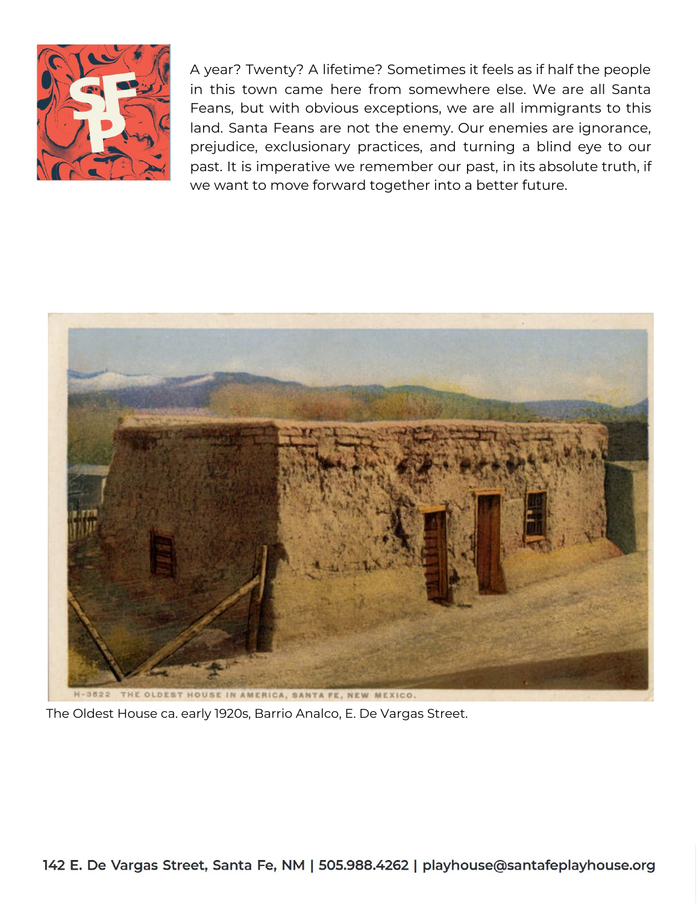A year? Twenty? A lifetime? Sometimes it feels as if half the people in this town came here from somewhere else. We are all Santa Feans, but with obvious exceptions, we are all immigrants to this land. Santa Feans are not the enemy. Our enemies are ignorance, prejudice, exclusionary practices, and turning a blind eye to our past. It is imperative we remember our past, in its absolute truth, if we want to move forward together into a better future.

The Oldest House ca. early 1920s, Barrio Analco, E. De Vargas Street.

142 E. De Vargas Street, Santa Fe, NM | 505.988.4262 | playhouse@santafeplayhouse.org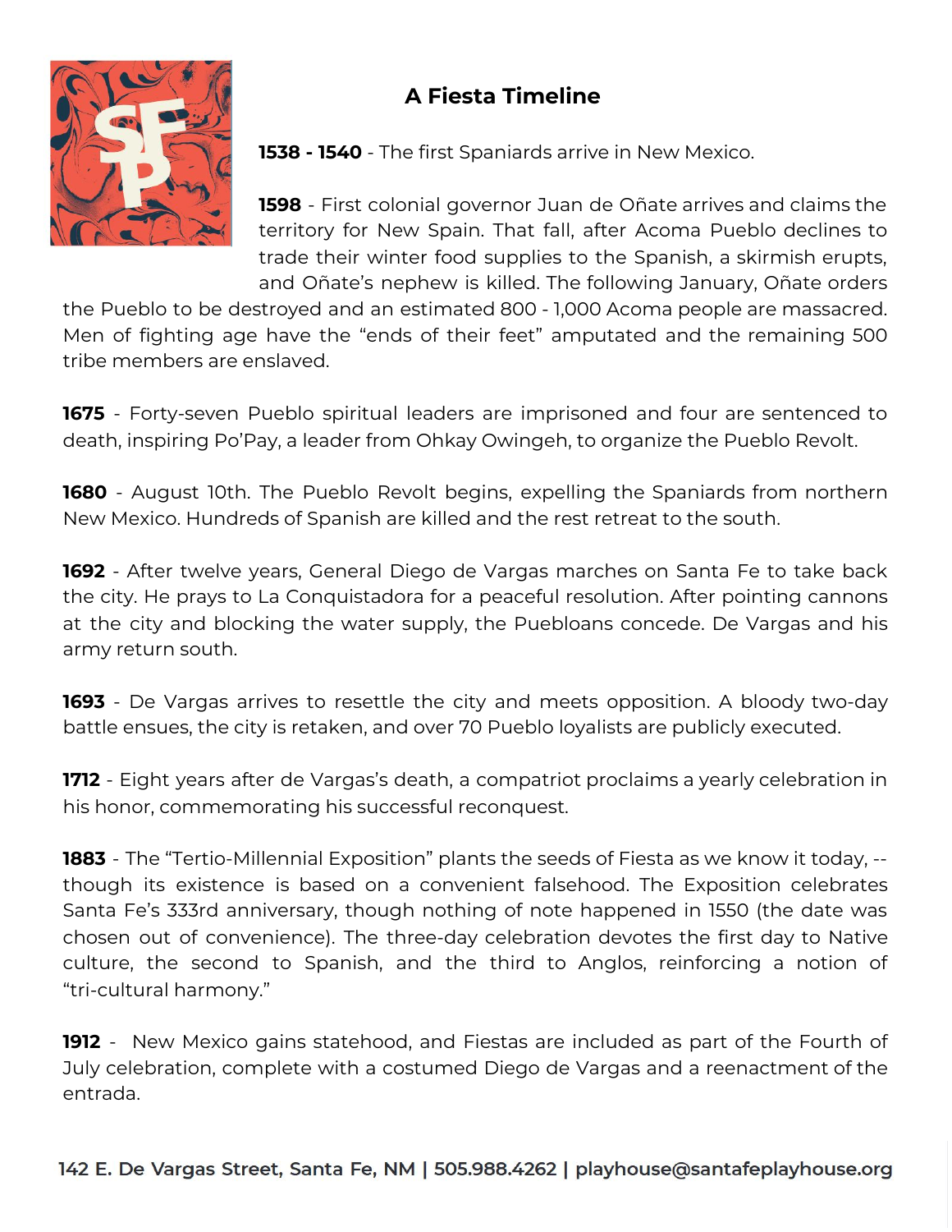## A Fiesta Timeline

**1538 - 1540** - The first Spaniards arrive in New Mexico.

**1598** - First colonial governor Juan de Oñate arrives and claims the territory for New Spain. That fall, after Acoma Pueblo declines to trade their winter food supplies to the Spanish, a skirmish erupts, and Oñate's nephew is killed. The following January, Oñate orders the Pueblo to be destroyed and an estimated 800 - 1,000 Acoma people are massacred. Men of fighting age have the "ends of their feet" amputated and the remaining 500 tribe members are enslaved.

**1675** - Forty-seven Pueblo spiritual leaders are imprisoned and four are sentenced to death, inspiring Po'Pay, a leader from Ohkay Owingeh, to organize the Pueblo Revolt.

**1680** - August 10th. The Pueblo Revolt begins, expelling the Spaniards from northern New Mexico. Hundreds of Spanish are killed and the rest retreat to the south.

**1692** - After twelve years, General Diego de Vargas marches on Santa Fe to take back the city. He prays to La Conquistadora for a peaceful resolution. After pointing cannons at the city and blocking the water supply, the Puebloans concede. De Vargas and his army return south.

**1693** - De Vargas arrives to resettle the city and meets opposition. A bloody two-day battle ensues, the city is retaken, and over 70 Pueblo loyalists are publicly executed.

**1712** - Eight years after de Vargas's death, a compatriot proclaims a yearly celebration in his honor, commemorating his successful reconquest.

**1883** - The "Tertio-Millennial Exposition" plants the seeds of Fiesta as we know it today, -- though its existence is based on a convenient falsehood. The Exposition celebrates Santa Fe's 333rd anniversary, though nothing of note happened in 1550 (the date was chosen out of convenience). The three-day celebration devotes the first day to Native culture, the second to Spanish, and the third to Anglos, reinforcing a notion of "tri-cultural harmony."

**1912** - New Mexico gains statehood, and Fiestas are included as part of the Fourth of July celebration, complete with a costumed Diego de Vargas and a reenactment of the entrada.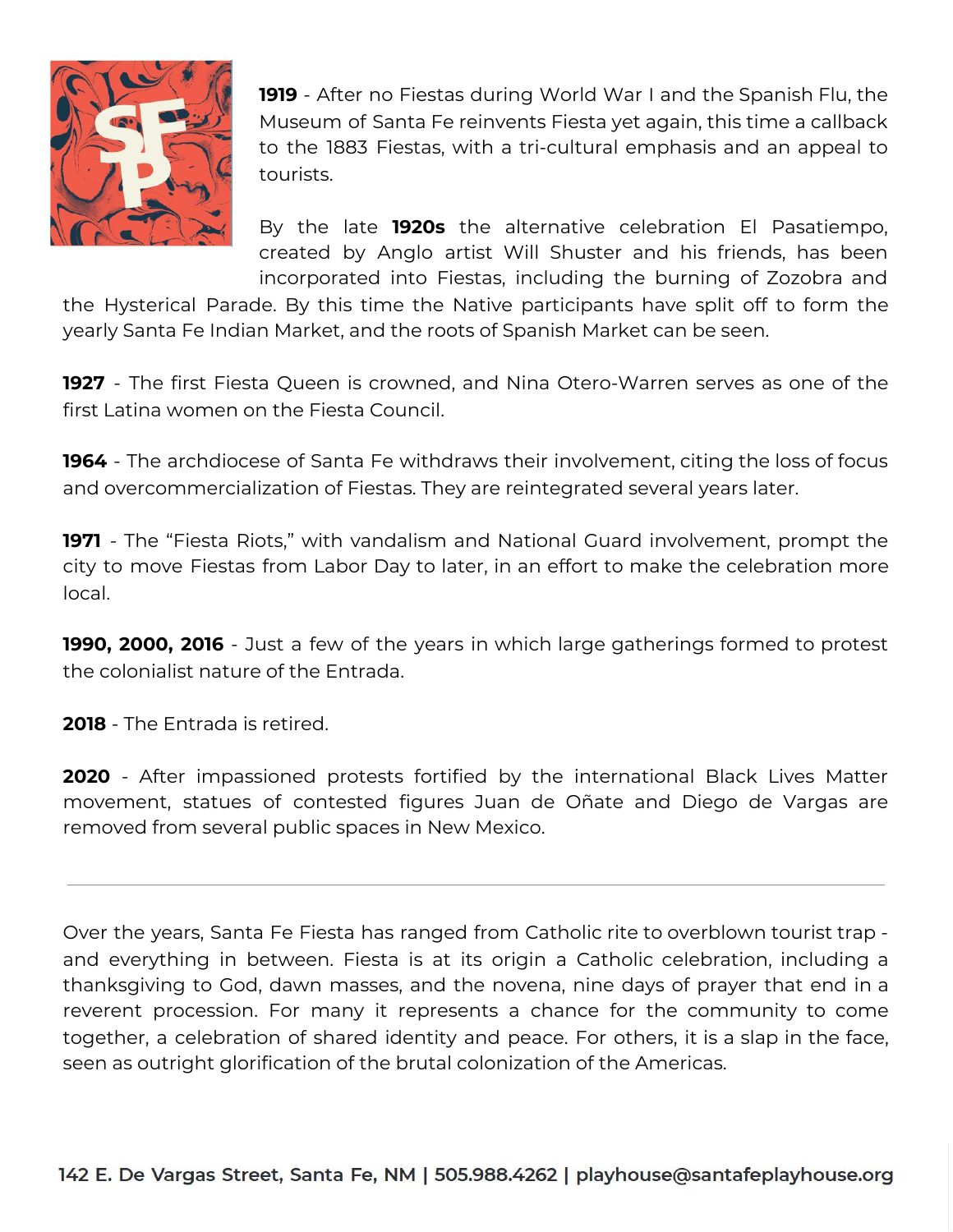**1919** - After no Fiestas during World War I and the Spanish Flu, the Museum of Santa Fe reinvents Fiesta yet again, this time a callback to the 1883 Fiestas, with a tri-cultural emphasis and an appeal to tourists.

By the late **1920s** the alternative celebration El Pasatiempo, created by Anglo artist Will Shuster and his friends, has been incorporated into Fiestas, including the burning of Zozobra and the Hysterical Parade. By this time the Native participants have split off to form the yearly Santa Fe Indian Market, and the roots of Spanish Market can be seen.

**1927** - The first Fiesta Queen is crowned, and Nina Otero-Warren serves as one of the first Latina women on the Fiesta Council.

**1964** - The archdiocese of Santa Fe withdraws their involvement, citing the loss of focus and overcommercialization of Fiestas. They are reintegrated several years later.

**1971** - The "Fiesta Riots," with vandalism and National Guard involvement, prompt the city to move Fiestas from Labor Day to later, in an effort to make the celebration more local.

**1990, 2000, 2016** - Just a few of the years in which large gatherings formed to protest the colonialist nature of the Entrada.

**2018** - The Entrada is retired.

**2020** - After impassioned protests fortified by the international Black Lives Matter movement, statues of contested figures Juan de Oñate and Diego de Vargas are removed from several public spaces in New Mexico.

---

Over the years, Santa Fe Fiesta has ranged from Catholic rite to overblown tourist trap - and everything in between. Fiesta is at its origin a Catholic celebration, including a thanksgiving to God, dawn masses, and the novena, nine days of prayer that end in a reverent procession. For many it represents a chance for the community to come together, a celebration of shared identity and peace. For others, it is a slap in the face, seen as outright glorification of the brutal colonization of the Americas.

**142 E. De Vargas Street, Santa Fe, NM | 505.988.4262 | playhouse@santafeplayhouse.org**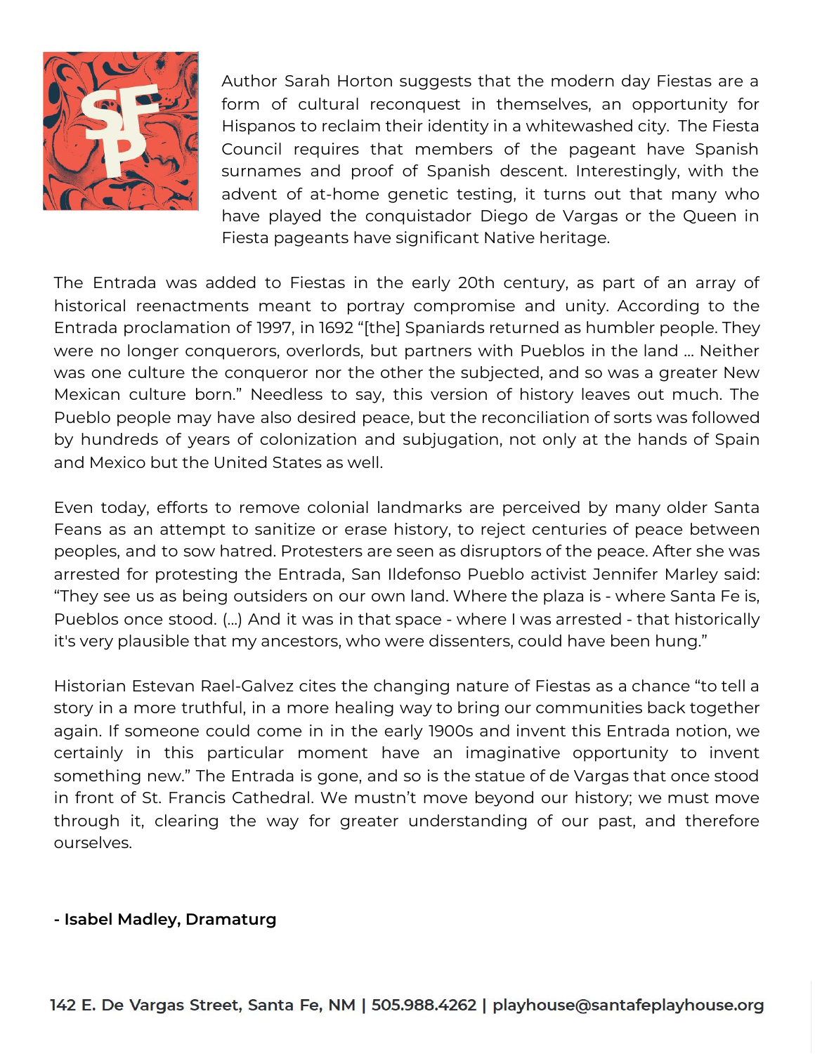Author Sarah Horton suggests that the modern day Fiestas are a form of cultural reconquest in themselves, an opportunity for Hispanos to reclaim their identity in a whitewashed city. The Fiesta Council requires that members of the pageant have Spanish surnames and proof of Spanish descent. Interestingly, with the advent of at-home genetic testing, it turns out that many who have played the conquistador Diego de Vargas or the Queen in Fiesta pageants have significant Native heritage.

The Entrada was added to Fiestas in the early 20th century, as part of an array of historical reenactments meant to portray compromise and unity. According to the Entrada proclamation of 1997, in 1692 "[the] Spaniards returned as humbler people. They were no longer conquerors, overlords, but partners with Pueblos in the land ... Neither was one culture the conqueror nor the other the subjected, and so was a greater New Mexican culture born." Needless to say, this version of history leaves out much. The Pueblo people may have also desired peace, but the reconciliation of sorts was followed by hundreds of years of colonization and subjugation, not only at the hands of Spain and Mexico but the United States as well.

Even today, efforts to remove colonial landmarks are perceived by many older Santa Feans as an attempt to sanitize or erase history, to reject centuries of peace between peoples, and to sow hatred. Protesters are seen as disruptors of the peace. After she was arrested for protesting the Entrada, San Ildefonso Pueblo activist Jennifer Marley said: "They see us as being outsiders on our own land. Where the plaza is - where Santa Fe is, Pueblos once stood. (...) And it was in that space - where I was arrested - that historically it's very plausible that my ancestors, who were dissenters, could have been hung."

Historian Estevan Rael-Galvez cites the changing nature of Fiestas as a chance "to tell a story in a more truthful, in a more healing way to bring our communities back together again. If someone could come in in the early 1900s and invent this Entrada notion, we certainly in this particular moment have an imaginative opportunity to invent something new." The Entrada is gone, and so is the statue of de Vargas that once stood in front of St. Francis Cathedral. We mustn't move beyond our history; we must move through it, clearing the way for greater understanding of our past, and therefore ourselves.

**- Isabel Madley, Dramaturg**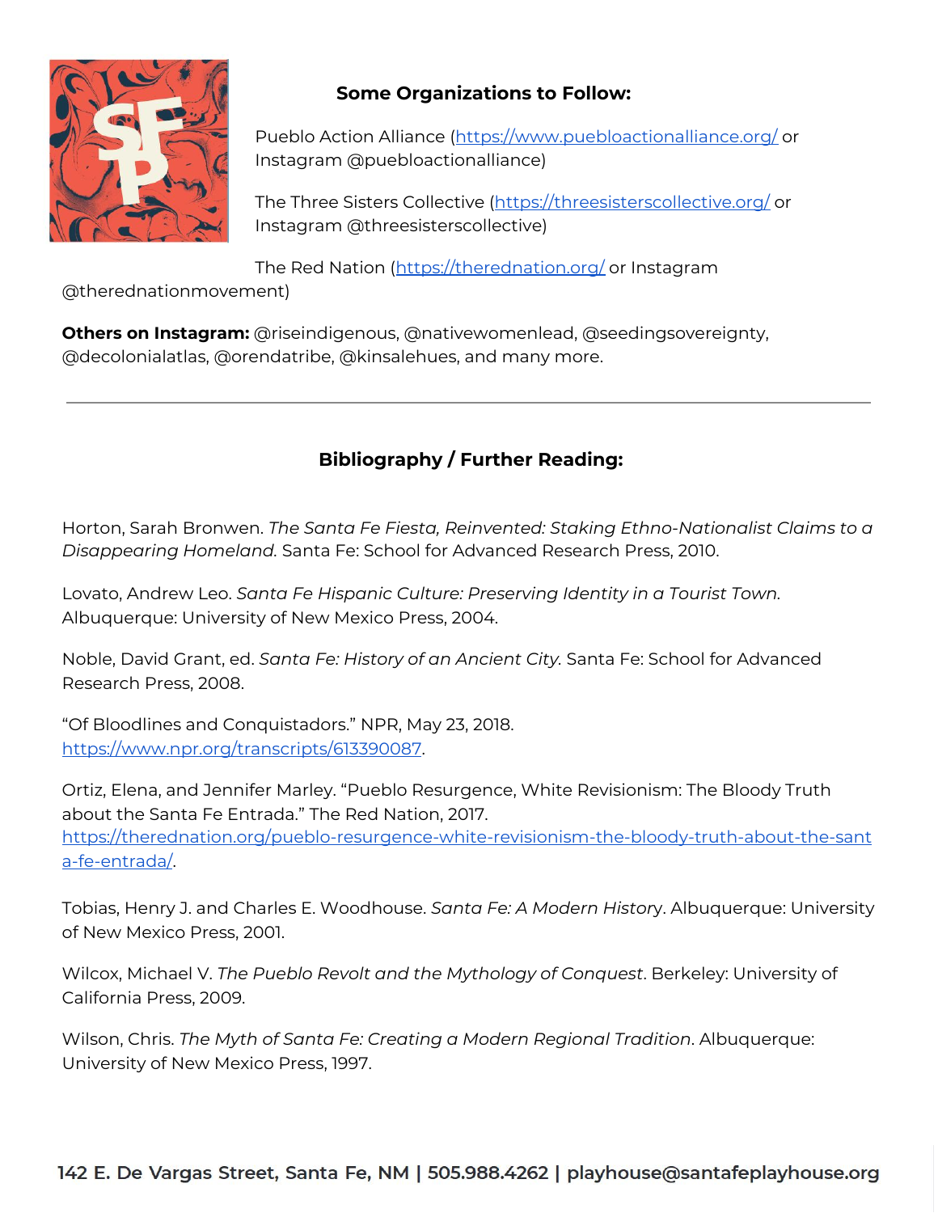## Some Organizations to Follow:

Pueblo Action Alliance (https://www.puebloactionalliance.org/ or Instagram @puebloactionalliance)

The Three Sisters Collective (https://threesisterscollective.org/ or Instagram @threesisterscollective)

The Red Nation (https://therednation.org/ or Instagram @therednationmovement)

**Others on Instagram:** @riseindigenous, @nativewomenlead, @seedingsovereignty, @decolonialatlas, @orendatribe, @kinsalehues, and many more.

---

## Bibliography / Further Reading:

Horton, Sarah Bronwen. *The Santa Fe Fiesta, Reinvented: Staking Ethno-Nationalist Claims to a Disappearing Homeland*. Santa Fe: School for Advanced Research Press, 2010.

Lovato, Andrew Leo. *Santa Fe Hispanic Culture: Preserving Identity in a Tourist Town*. Albuquerque: University of New Mexico Press, 2004.

Noble, David Grant, ed. *Santa Fe: History of an Ancient City*. Santa Fe: School for Advanced Research Press, 2008.

"Of Bloodlines and Conquistadors." NPR, May 23, 2018. https://www.npr.org/transcripts/613390087.

Ortiz, Elena, and Jennifer Marley. "Pueblo Resurgence, White Revisionism: The Bloody Truth about the Santa Fe Entrada." The Red Nation, 2017. https://therednation.org/pueblo-resurgence-white-revisionism-the-bloody-truth-about-the-santa-fe-entrada/.

Tobias, Henry J. and Charles E. Woodhouse. *Santa Fe: A Modern History*. Albuquerque: University of New Mexico Press, 2001.

Wilcox, Michael V. *The Pueblo Revolt and the Mythology of Conquest*. Berkeley: University of California Press, 2009.

Wilson, Chris. *The Myth of Santa Fe: Creating a Modern Regional Tradition*. Albuquerque: University of New Mexico Press, 1997.

142 E. De Vargas Street, Santa Fe, NM | 505.988.4262 | playhouse@santafeplayhouse.org